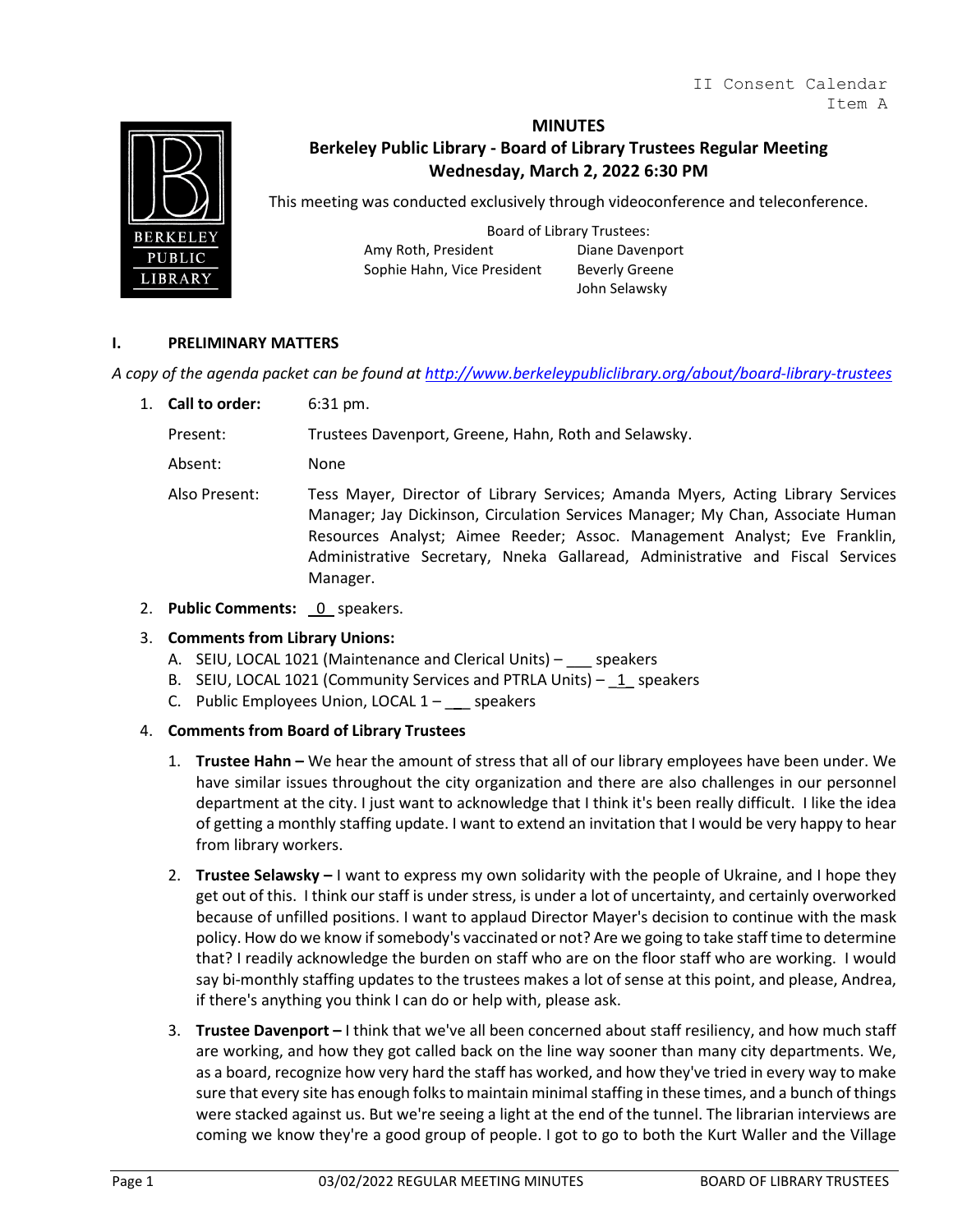II Consent Calendar
Item A

# MINUTES

## Berkeley Public Library - Board of Library Trustees Regular Meeting
## Wednesday, March 2, 2022 6:30 PM

This meeting was conducted exclusively through videoconference and teleconference.

Board of Library Trustees:

| | |
|---|---|
| Amy Roth, President | Diane Davenport |
| Sophie Hahn, Vice President | Beverly Greene |
| | John Selawsky |

### I. PRELIMINARY MATTERS

*A copy of the agenda packet can be found at [http://www.berkeleypubliclibrary.org/about/board-library-trustees](http://www.berkeleypubliclibrary.org/about/board-library-trustees)*

1. **Call to order:** 6:31 pm.

   Present: Trustees Davenport, Greene, Hahn, Roth and Selawsky.

   Absent: None

   Also Present: Tess Mayer, Director of Library Services; Amanda Myers, Acting Library Services Manager; Jay Dickinson, Circulation Services Manager; My Chan, Associate Human Resources Analyst; Aimee Reeder; Assoc. Management Analyst; Eve Franklin, Administrative Secretary, Nneka Gallaread, Administrative and Fiscal Services Manager.

2. **Public Comments:** _0_ speakers.

3. **Comments from Library Unions:**
   A. SEIU, LOCAL 1021 (Maintenance and Clerical Units) – ___ speakers
   B. SEIU, LOCAL 1021 (Community Services and PTRLA Units) – _1_ speakers
   C. Public Employees Union, LOCAL 1 – ___ speakers

4. **Comments from Board of Library Trustees**

   1. **Trustee Hahn –** We hear the amount of stress that all of our library employees have been under. We have similar issues throughout the city organization and there are also challenges in our personnel department at the city. I just want to acknowledge that I think it's been really difficult. I like the idea of getting a monthly staffing update. I want to extend an invitation that I would be very happy to hear from library workers.

   2. **Trustee Selawsky –** I want to express my own solidarity with the people of Ukraine, and I hope they get out of this. I think our staff is under stress, is under a lot of uncertainty, and certainly overworked because of unfilled positions. I want to applaud Director Mayer's decision to continue with the mask policy. How do we know if somebody's vaccinated or not? Are we going to take staff time to determine that? I readily acknowledge the burden on staff who are on the floor staff who are working. I would say bi-monthly staffing updates to the trustees makes a lot of sense at this point, and please, Andrea, if there's anything you think I can do or help with, please ask.

   3. **Trustee Davenport –** I think that we've all been concerned about staff resiliency, and how much staff are working, and how they got called back on the line way sooner than many city departments. We, as a board, recognize how very hard the staff has worked, and how they've tried in every way to make sure that every site has enough folks to maintain minimal staffing in these times, and a bunch of things were stacked against us. But we're seeing a light at the end of the tunnel. The librarian interviews are coming we know they're a good group of people. I got to go to both the Kurt Waller and the Village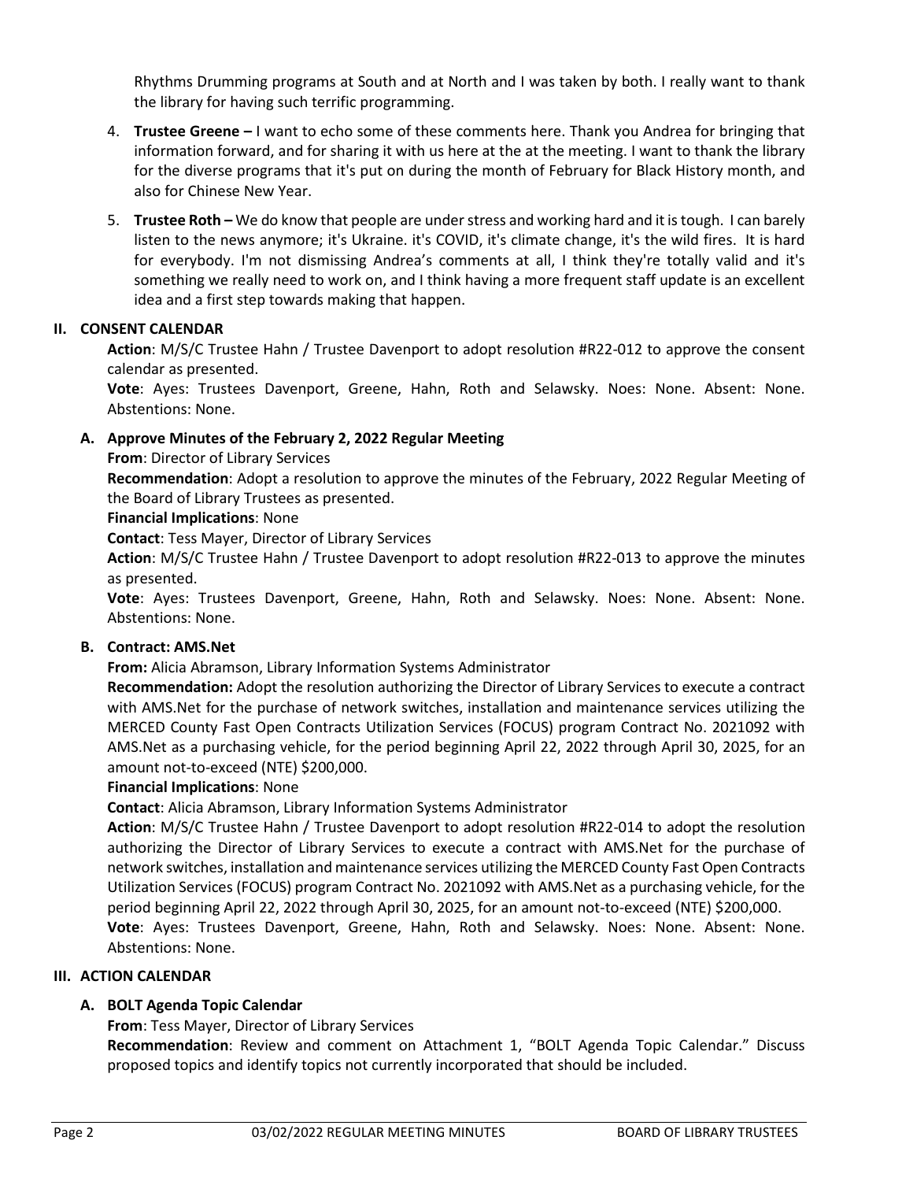Rhythms Drumming programs at South and at North and I was taken by both. I really want to thank the library for having such terrific programming.

4. **Trustee Greene –** I want to echo some of these comments here. Thank you Andrea for bringing that information forward, and for sharing it with us here at the at the meeting. I want to thank the library for the diverse programs that it's put on during the month of February for Black History month, and also for Chinese New Year.

5. **Trustee Roth –** We do know that people are under stress and working hard and it is tough. I can barely listen to the news anymore; it's Ukraine. it's COVID, it's climate change, it's the wild fires. It is hard for everybody. I'm not dismissing Andrea's comments at all, I think they're totally valid and it's something we really need to work on, and I think having a more frequent staff update is an excellent idea and a first step towards making that happen.

## II. CONSENT CALENDAR

**Action**: M/S/C Trustee Hahn / Trustee Davenport to adopt resolution #R22-012 to approve the consent calendar as presented.

**Vote**: Ayes: Trustees Davenport, Greene, Hahn, Roth and Selawsky. Noes: None. Absent: None. Abstentions: None.

### A. Approve Minutes of the February 2, 2022 Regular Meeting

**From**: Director of Library Services

**Recommendation**: Adopt a resolution to approve the minutes of the February, 2022 Regular Meeting of the Board of Library Trustees as presented.

**Financial Implications**: None

**Contact**: Tess Mayer, Director of Library Services

**Action**: M/S/C Trustee Hahn / Trustee Davenport to adopt resolution #R22-013 to approve the minutes as presented.

**Vote**: Ayes: Trustees Davenport, Greene, Hahn, Roth and Selawsky. Noes: None. Absent: None. Abstentions: None.

### B. Contract: AMS.Net

**From:** Alicia Abramson, Library Information Systems Administrator

**Recommendation:** Adopt the resolution authorizing the Director of Library Services to execute a contract with AMS.Net for the purchase of network switches, installation and maintenance services utilizing the MERCED County Fast Open Contracts Utilization Services (FOCUS) program Contract No. 2021092 with AMS.Net as a purchasing vehicle, for the period beginning April 22, 2022 through April 30, 2025, for an amount not-to-exceed (NTE) $200,000.

**Financial Implications**: None

**Contact**: Alicia Abramson, Library Information Systems Administrator

**Action**: M/S/C Trustee Hahn / Trustee Davenport to adopt resolution #R22-014 to adopt the resolution authorizing the Director of Library Services to execute a contract with AMS.Net for the purchase of network switches, installation and maintenance services utilizing the MERCED County Fast Open Contracts Utilization Services (FOCUS) program Contract No. 2021092 with AMS.Net as a purchasing vehicle, for the period beginning April 22, 2022 through April 30, 2025, for an amount not-to-exceed (NTE) $200,000.

**Vote**: Ayes: Trustees Davenport, Greene, Hahn, Roth and Selawsky. Noes: None. Absent: None. Abstentions: None.

## III. ACTION CALENDAR

### A. BOLT Agenda Topic Calendar

**From**: Tess Mayer, Director of Library Services

**Recommendation**: Review and comment on Attachment 1, "BOLT Agenda Topic Calendar." Discuss proposed topics and identify topics not currently incorporated that should be included.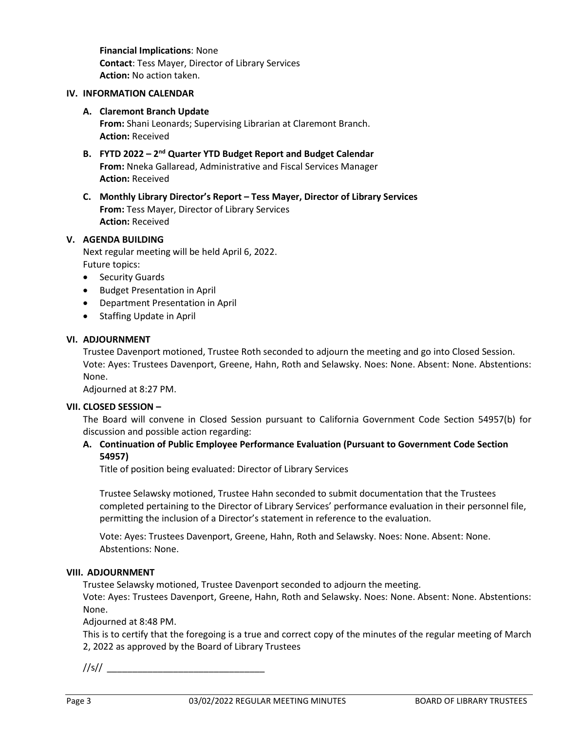**Financial Implications**: None
**Contact**: Tess Mayer, Director of Library Services
**Action:** No action taken.

## IV. INFORMATION CALENDAR

**A. Claremont Branch Update**
**From:** Shani Leonards; Supervising Librarian at Claremont Branch.
**Action:** Received

**B. FYTD 2022 – 2nd Quarter YTD Budget Report and Budget Calendar**
**From:** Nneka Gallaread, Administrative and Fiscal Services Manager
**Action:** Received

**C. Monthly Library Director's Report – Tess Mayer, Director of Library Services**
**From:** Tess Mayer, Director of Library Services
**Action:** Received

## V. AGENDA BUILDING

Next regular meeting will be held April 6, 2022.
Future topics:

- Security Guards
- Budget Presentation in April
- Department Presentation in April
- Staffing Update in April

## VI. ADJOURNMENT

Trustee Davenport motioned, Trustee Roth seconded to adjourn the meeting and go into Closed Session.
Vote: Ayes: Trustees Davenport, Greene, Hahn, Roth and Selawsky. Noes: None. Absent: None. Abstentions: None.
Adjourned at 8:27 PM.

## VII. CLOSED SESSION –

The Board will convene in Closed Session pursuant to California Government Code Section 54957(b) for discussion and possible action regarding:

**A. Continuation of Public Employee Performance Evaluation (Pursuant to Government Code Section 54957)**

Title of position being evaluated: Director of Library Services

Trustee Selawsky motioned, Trustee Hahn seconded to submit documentation that the Trustees completed pertaining to the Director of Library Services' performance evaluation in their personnel file, permitting the inclusion of a Director's statement in reference to the evaluation.

Vote: Ayes: Trustees Davenport, Greene, Hahn, Roth and Selawsky. Noes: None. Absent: None. Abstentions: None.

## VIII. ADJOURNMENT

Trustee Selawsky motioned, Trustee Davenport seconded to adjourn the meeting.
Vote: Ayes: Trustees Davenport, Greene, Hahn, Roth and Selawsky. Noes: None. Absent: None. Abstentions: None.
Adjourned at 8:48 PM.
This is to certify that the foregoing is a true and correct copy of the minutes of the regular meeting of March 2, 2022 as approved by the Board of Library Trustees

//s// _______________________________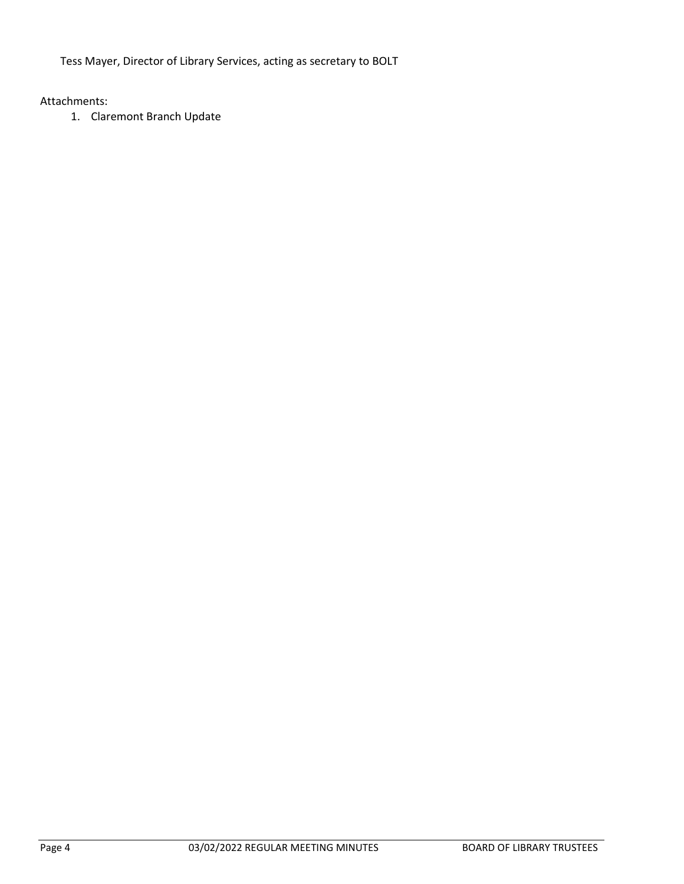Tess Mayer, Director of Library Services, acting as secretary to BOLT

Attachments:

1. Claremont Branch Update